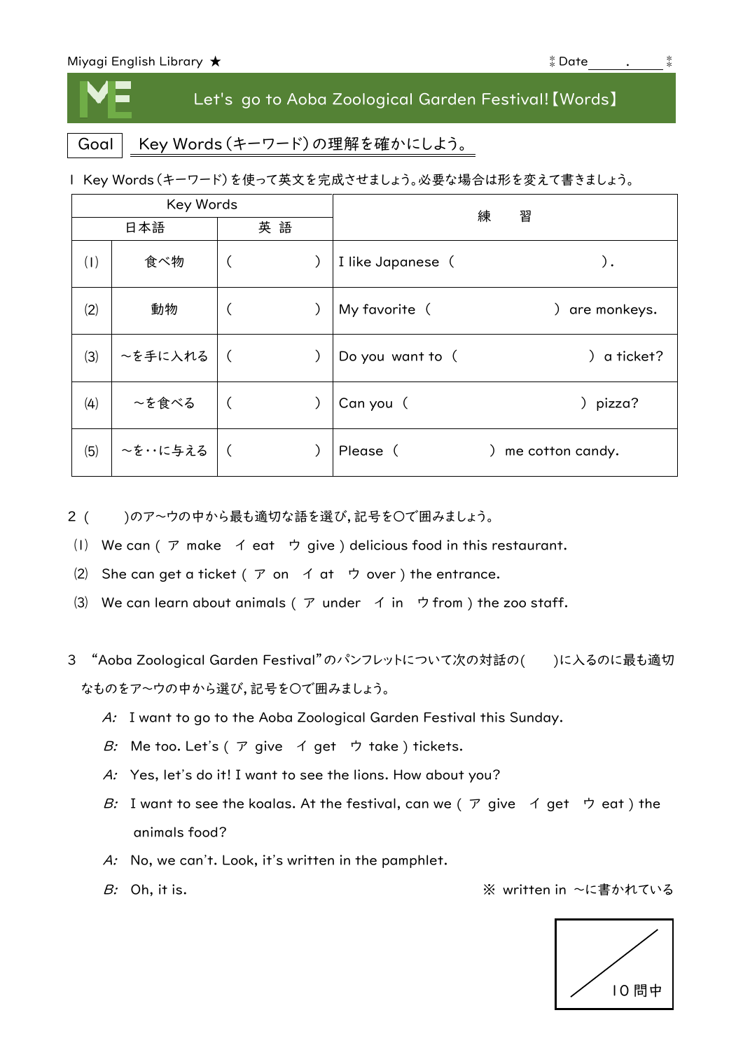Miyagi English Library ★ Date　　　.　　

# Let's go to Aoba Zoological Garden Festival!【Words】

**Goal**　Key Words（キーワード）の理解を確かにしよう。

1 Key Words（キーワード）を使って英文を完成させましょう。必要な場合は形を変えて書きましょう。

| Key Words | | | 練　　習 |
|---|---|---|---|
| | 日本語 | 英　語 | |
| (1) | 食べ物 | （　　　　） | I like Japanese（　　　　　　　）. |
| (2) | 動物 | （　　　　） | My favorite（　　　　　　　）are monkeys. |
| (3) | ～を手に入れる | （　　　　） | Do you want to（　　　　　　　）a ticket? |
| (4) | ～を食べる | （　　　　） | Can you（　　　　　　　）pizza? |
| (5) | ～を‥に与える | （　　　　） | Please（　　　　　　）me cotton candy. |

2（　　）のア～ウの中から最も適切な語を選び，記号を〇で囲みましょう。

(1) We can ( ア make　イ eat　ウ give ) delicious food in this restaurant.

(2) She can get a ticket ( ア on　イ at　ウ over ) the entrance.

(3) We can learn about animals ( ア under　イ in　ウ from ) the zoo staff.

3 "Aoba Zoological Garden Festival"のパンフレットについて次の対話の(　　)に入るのに最も適切なものをア～ウの中から選び，記号を〇で囲みましょう。

*A:* I want to go to the Aoba Zoological Garden Festival this Sunday.

*B:* Me too. Let's ( ア give　イ get　ウ take ) tickets.

*A:* Yes, let's do it! I want to see the lions. How about you?

*B:* I want to see the koalas. At the festival, can we ( ア give　イ get　ウ eat ) the animals food?

*A:* No, we can't. Look, it's written in the pamphlet.

*B:* Oh, it is.

※ written in ～に書かれている

／10問中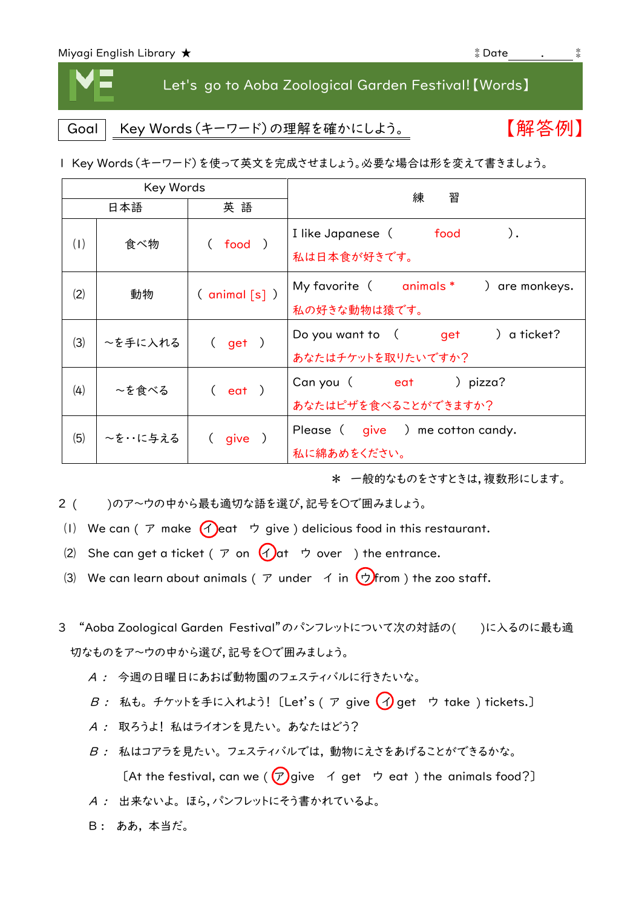Miyagi English Library ★　　　　　　　　　　　　　　　　　　　　　　　　⁂ Date ____ . ____ ⁂

# Let's go to Aoba Zoological Garden Festival!【Words】

**Goal**　Key Words（キーワード）の理解を確かにしよう。　　　　　　　　【解答例】

1 Key Words（キーワード）を使って英文を完成させましょう。必要な場合は形を変えて書きましょう。

| Key Words | | | 練　習 |
|---|---|---|---|
| | 日本語 | 英 語 | |
| (1) | 食べ物 | ( food ) | I like Japanese ( food ).<br>私は日本食が好きです。 |
| (2) | 動物 | ( animal [s] ) | My favorite ( animals * ) are monkeys.<br>私の好きな動物は猿です。 |
| (3) | ～を手に入れる | ( get ) | Do you want to ( get ) a ticket?<br>あなたはチケットを取りたいですか？ |
| (4) | ～を食べる | ( eat ) | Can you ( eat ) pizza?<br>あなたはピザを食べることができますか？ |
| (5) | ～を‥に与える | ( give ) | Please ( give ) me cotton candy.<br>私に綿あめをください。 |

＊ 一般的なものをさすときは，複数形にします。

2 (　　)のア～ウの中から最も適切な語を選び，記号を〇で囲みましょう。

(1) We can ( ア make　(イ) eat　ウ give ) delicious food in this restaurant.

(2) She can get a ticket ( ア on　(イ) at　ウ over ) the entrance.

(3) We can learn about animals ( ア under　イ in　(ウ) from ) the zoo staff.

3 "Aoba Zoological Garden Festival"のパンフレットについて次の対話の(　　)に入るのに最も適切なものをア～ウの中から選び，記号を〇で囲みましょう。

*A*：今週の日曜日にあおば動物園のフェスティバルに行きたいな。

*B*：私も。チケットを手に入れよう！〔Let's ( ア give　(イ) get　ウ take ) tickets.〕

*A*：取ろうよ！ 私はライオンを見たい。あなたはどう？

*B*：私はコアラを見たい。フェスティバルでは，動物にえさをあげることができるかな。

〔At the festival, can we ( (ア) give　イ get　ウ eat ) the animals food?〕

*A*：出来ないよ。ほら，パンフレットにそう書かれているよ。

B：ああ，本当だ。